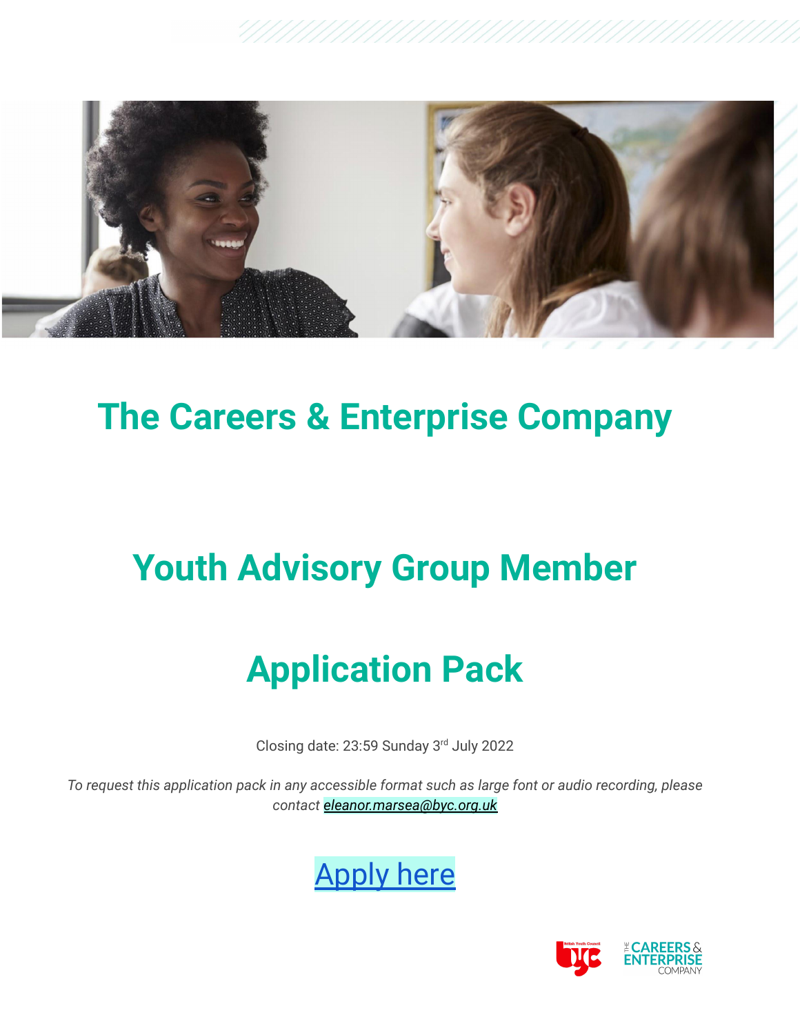# The Careers & Enterprise Company

## Youth Advisory Group Member

## Application Pack

Closing date: 23:59 Sunday 3rd July 2022

*To request this application pack in any accessible format such as large font or audio recording, please contact eleanor.marsea@byc.org.uk*

Apply here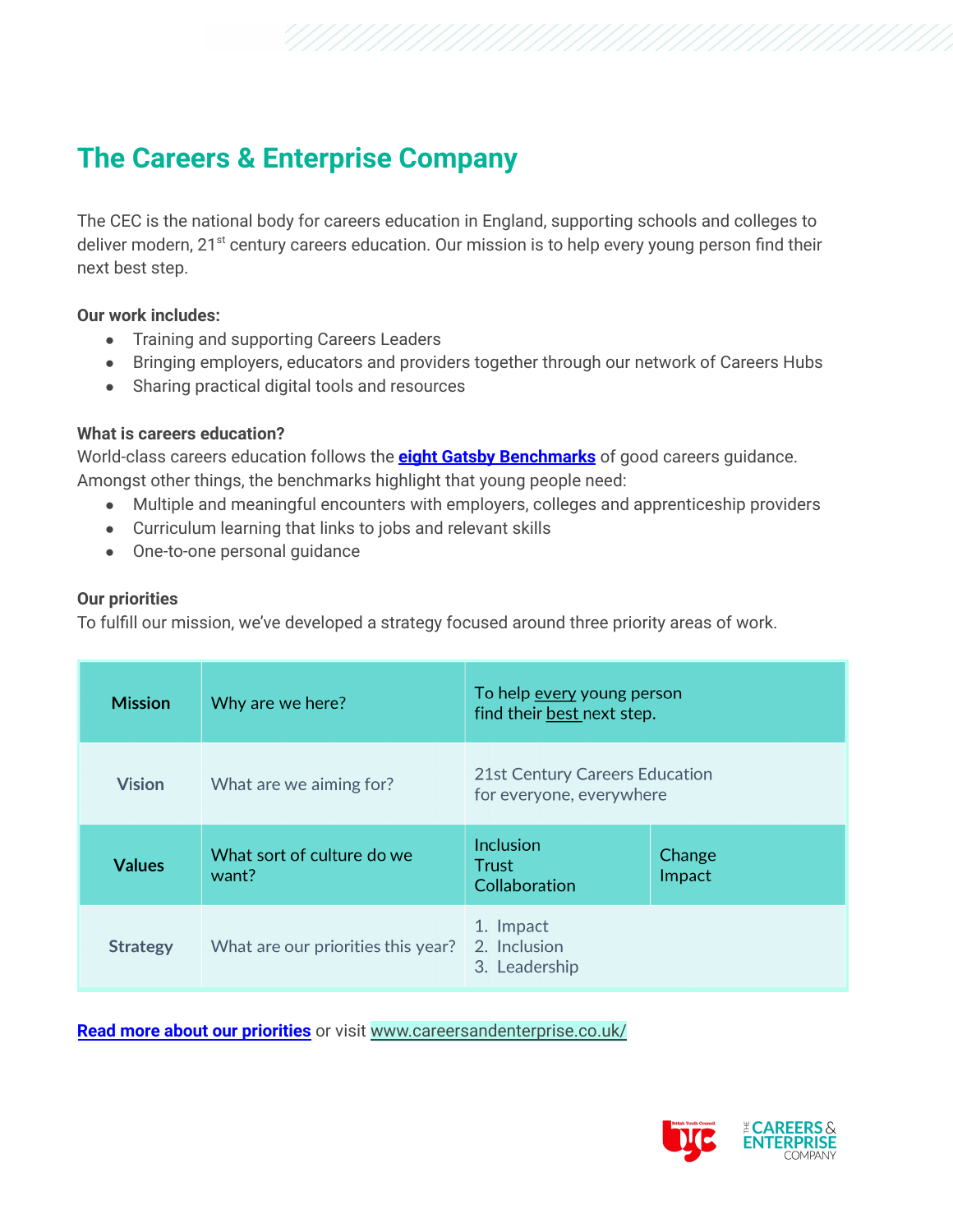# The Careers & Enterprise Company

The CEC is the national body for careers education in England, supporting schools and colleges to deliver modern, 21st century careers education. Our mission is to help every young person find their next best step.

**Our work includes:**

- Training and supporting Careers Leaders
- Bringing employers, educators and providers together through our network of Careers Hubs
- Sharing practical digital tools and resources

**What is careers education?**

World-class careers education follows the **eight Gatsby Benchmarks** of good careers guidance. Amongst other things, the benchmarks highlight that young people need:

- Multiple and meaningful encounters with employers, colleges and apprenticeship providers
- Curriculum learning that links to jobs and relevant skills
- One-to-one personal guidance

**Our priorities**

To fulfill our mission, we've developed a strategy focused around three priority areas of work.

| | | | |
|---|---|---|---|
| **Mission** | Why are we here? | To help every young person find their best next step. | |
| **Vision** | What are we aiming for? | 21st Century Careers Education for everyone, everywhere | |
| **Values** | What sort of culture do we want? | Inclusion<br>Trust<br>Collaboration | Change<br>Impact |
| **Strategy** | What are our priorities this year? | 1. Impact<br>2. Inclusion<br>3. Leadership | |

**Read more about our priorities** or visit www.careersandenterprise.co.uk/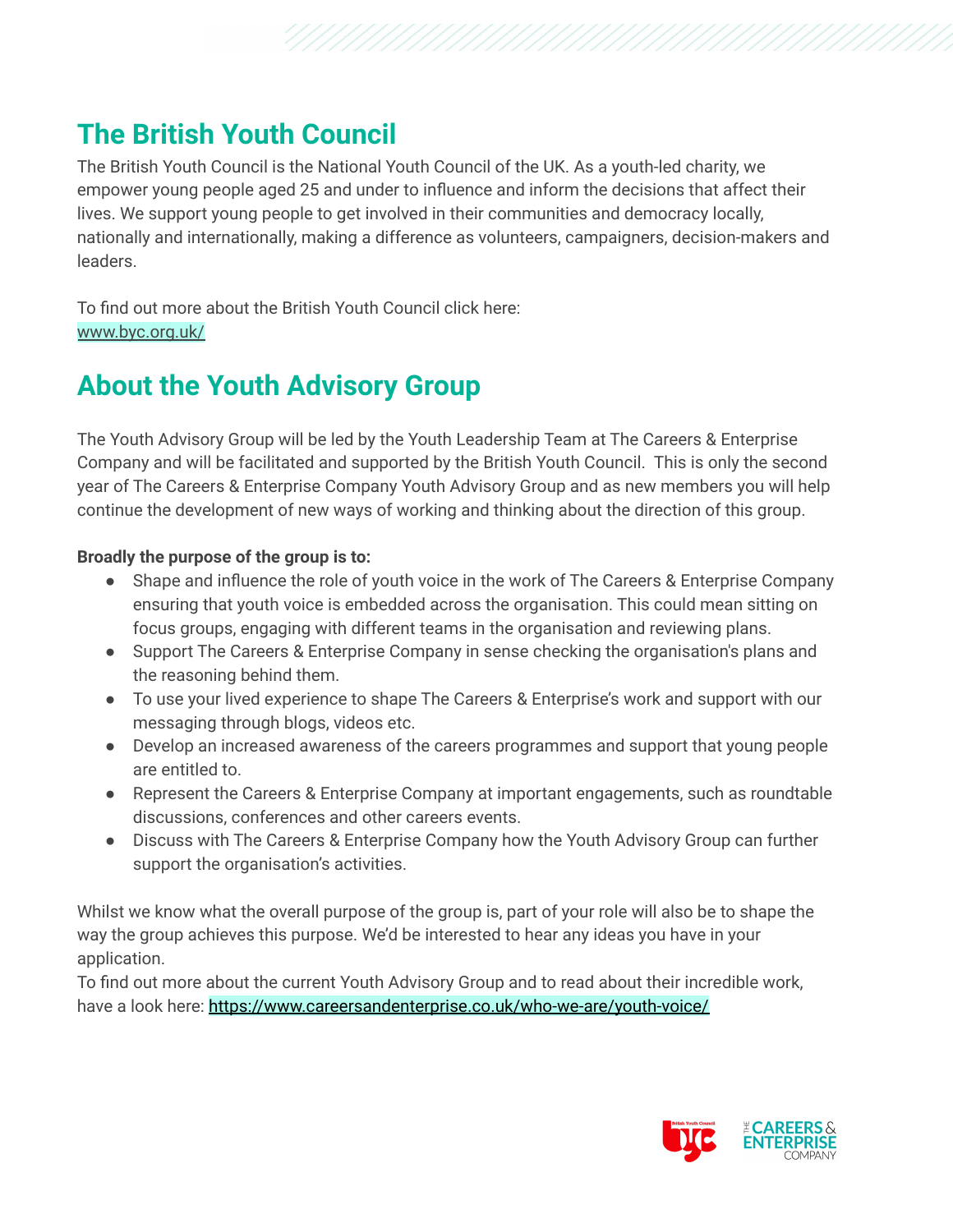## The British Youth Council

The British Youth Council is the National Youth Council of the UK. As a youth-led charity, we empower young people aged 25 and under to influence and inform the decisions that affect their lives. We support young people to get involved in their communities and democracy locally, nationally and internationally, making a difference as volunteers, campaigners, decision-makers and leaders.

To find out more about the British Youth Council click here: [www.byc.org.uk/](www.byc.org.uk/)

## About the Youth Advisory Group

The Youth Advisory Group will be led by the Youth Leadership Team at The Careers & Enterprise Company and will be facilitated and supported by the British Youth Council. This is only the second year of The Careers & Enterprise Company Youth Advisory Group and as new members you will help continue the development of new ways of working and thinking about the direction of this group.

**Broadly the purpose of the group is to:**

- Shape and influence the role of youth voice in the work of The Careers & Enterprise Company ensuring that youth voice is embedded across the organisation. This could mean sitting on focus groups, engaging with different teams in the organisation and reviewing plans.
- Support The Careers & Enterprise Company in sense checking the organisation's plans and the reasoning behind them.
- To use your lived experience to shape The Careers & Enterprise's work and support with our messaging through blogs, videos etc.
- Develop an increased awareness of the careers programmes and support that young people are entitled to.
- Represent the Careers & Enterprise Company at important engagements, such as roundtable discussions, conferences and other careers events.
- Discuss with The Careers & Enterprise Company how the Youth Advisory Group can further support the organisation's activities.

Whilst we know what the overall purpose of the group is, part of your role will also be to shape the way the group achieves this purpose. We'd be interested to hear any ideas you have in your application.

To find out more about the current Youth Advisory Group and to read about their incredible work, have a look here: [https://www.careersandenterprise.co.uk/who-we-are/youth-voice/](https://www.careersandenterprise.co.uk/who-we-are/youth-voice/)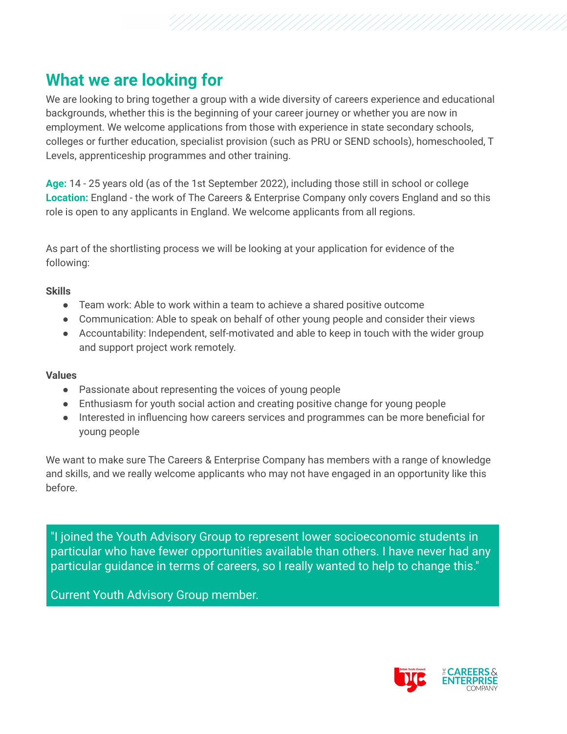## What we are looking for

We are looking to bring together a group with a wide diversity of careers experience and educational backgrounds, whether this is the beginning of your career journey or whether you are now in employment. We welcome applications from those with experience in state secondary schools, colleges or further education, specialist provision (such as PRU or SEND schools), homeschooled, T Levels, apprenticeship programmes and other training.

**Age:** 14 - 25 years old (as of the 1st September 2022), including those still in school or college
**Location:** England - the work of The Careers & Enterprise Company only covers England and so this role is open to any applicants in England. We welcome applicants from all regions.

As part of the shortlisting process we will be looking at your application for evidence of the following:

**Skills**

- Team work: Able to work within a team to achieve a shared positive outcome
- Communication: Able to speak on behalf of other young people and consider their views
- Accountability: Independent, self-motivated and able to keep in touch with the wider group and support project work remotely.

**Values**

- Passionate about representing the voices of young people
- Enthusiasm for youth social action and creating positive change for young people
- Interested in influencing how careers services and programmes can be more beneficial for young people

We want to make sure The Careers & Enterprise Company has members with a range of knowledge and skills, and we really welcome applicants who may not have engaged in an opportunity like this before.

> "I joined the Youth Advisory Group to represent lower socioeconomic students in particular who have fewer opportunities available than others. I have never had any particular guidance in terms of careers, so I really wanted to help to change this."
>
> Current Youth Advisory Group member.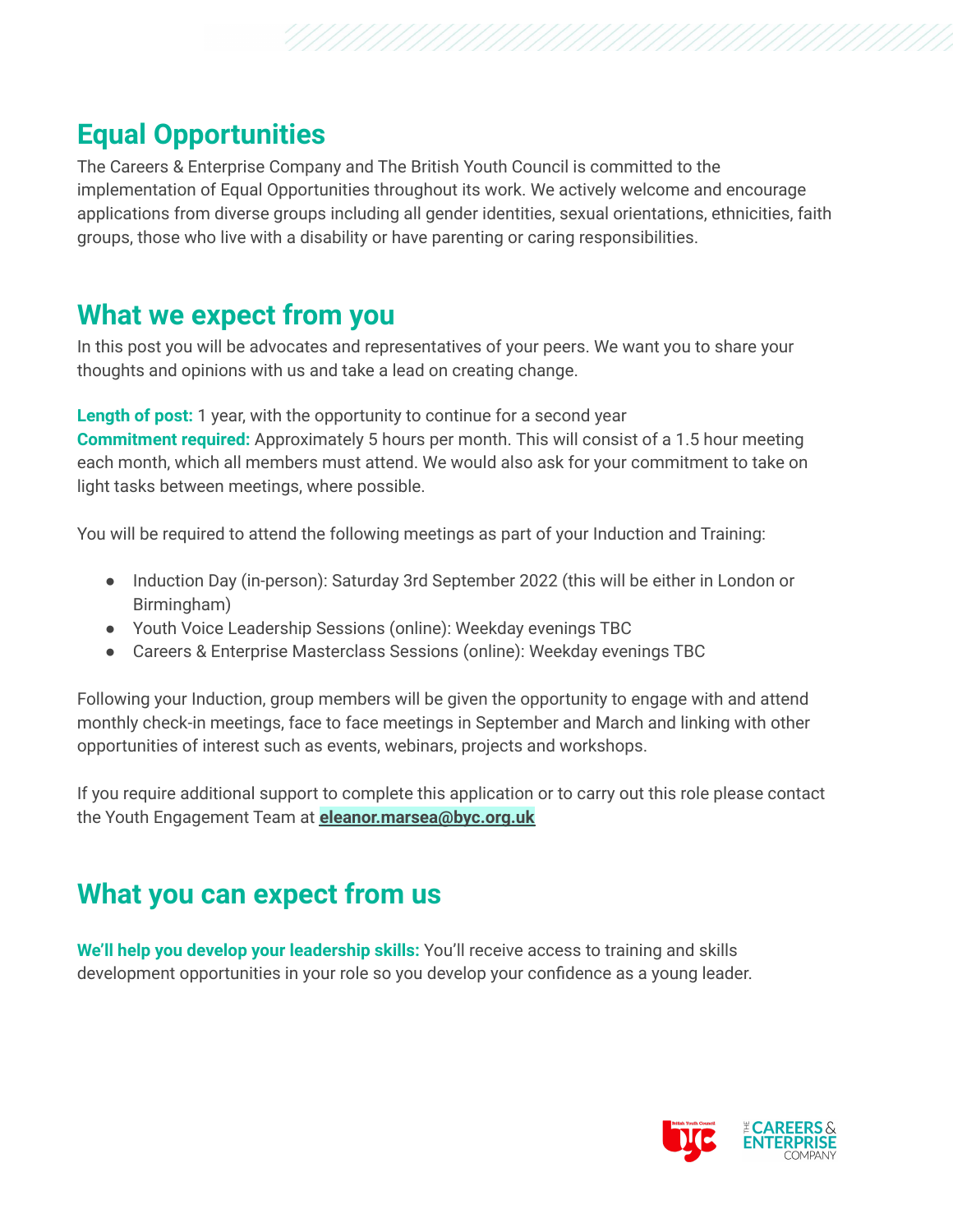## Equal Opportunities

The Careers & Enterprise Company and The British Youth Council is committed to the implementation of Equal Opportunities throughout its work. We actively welcome and encourage applications from diverse groups including all gender identities, sexual orientations, ethnicities, faith groups, those who live with a disability or have parenting or caring responsibilities.

## What we expect from you

In this post you will be advocates and representatives of your peers. We want you to share your thoughts and opinions with us and take a lead on creating change.

**Length of post:** 1 year, with the opportunity to continue for a second year
**Commitment required:** Approximately 5 hours per month. This will consist of a 1.5 hour meeting each month, which all members must attend. We would also ask for your commitment to take on light tasks between meetings, where possible.

You will be required to attend the following meetings as part of your Induction and Training:

- Induction Day (in-person): Saturday 3rd September 2022 (this will be either in London or Birmingham)
- Youth Voice Leadership Sessions (online): Weekday evenings TBC
- Careers & Enterprise Masterclass Sessions (online): Weekday evenings TBC

Following your Induction, group members will be given the opportunity to engage with and attend monthly check-in meetings, face to face meetings in September and March and linking with other opportunities of interest such as events, webinars, projects and workshops.

If you require additional support to complete this application or to carry out this role please contact the Youth Engagement Team at **eleanor.marsea@byc.org.uk**

## What you can expect from us

**We'll help you develop your leadership skills:** You'll receive access to training and skills development opportunities in your role so you develop your confidence as a young leader.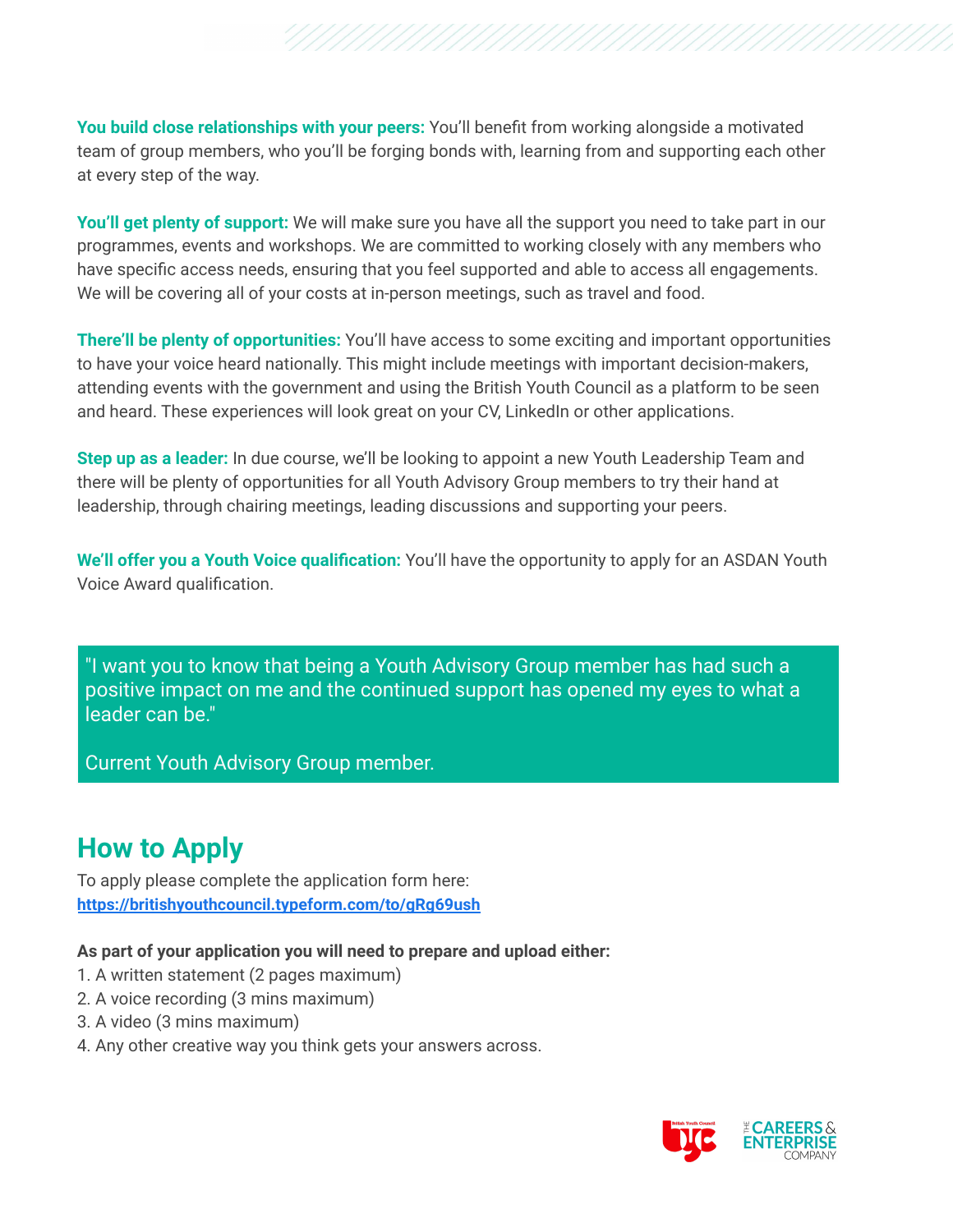**You build close relationships with your peers:** You'll benefit from working alongside a motivated team of group members, who you'll be forging bonds with, learning from and supporting each other at every step of the way.

**You'll get plenty of support:** We will make sure you have all the support you need to take part in our programmes, events and workshops. We are committed to working closely with any members who have specific access needs, ensuring that you feel supported and able to access all engagements. We will be covering all of your costs at in-person meetings, such as travel and food.

**There'll be plenty of opportunities:** You'll have access to some exciting and important opportunities to have your voice heard nationally. This might include meetings with important decision-makers, attending events with the government and using the British Youth Council as a platform to be seen and heard. These experiences will look great on your CV, LinkedIn or other applications.

**Step up as a leader:** In due course, we'll be looking to appoint a new Youth Leadership Team and there will be plenty of opportunities for all Youth Advisory Group members to try their hand at leadership, through chairing meetings, leading discussions and supporting your peers.

**We'll offer you a Youth Voice qualification:** You'll have the opportunity to apply for an ASDAN Youth Voice Award qualification.

> "I want you to know that being a Youth Advisory Group member has had such a positive impact on me and the continued support has opened my eyes to what a leader can be."
>
> Current Youth Advisory Group member.

## How to Apply

To apply please complete the application form here:
[https://britishyouthcouncil.typeform.com/to/gRg69ush](https://britishyouthcouncil.typeform.com/to/gRg69ush)

**As part of your application you will need to prepare and upload either:**

1. A written statement (2 pages maximum)
2. A voice recording (3 mins maximum)
3. A video (3 mins maximum)
4. Any other creative way you think gets your answers across.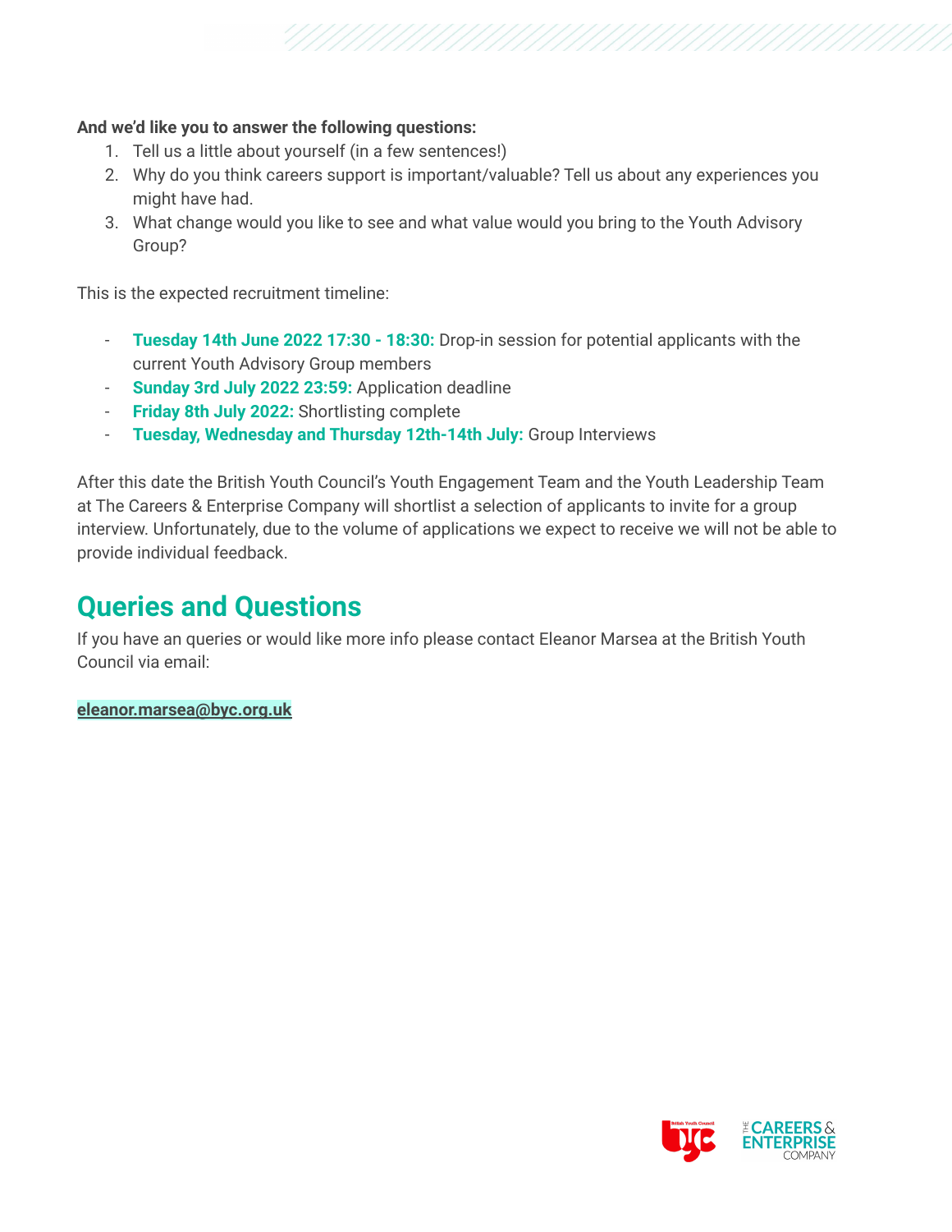**And we'd like you to answer the following questions:**

1. Tell us a little about yourself (in a few sentences!)
2. Why do you think careers support is important/valuable? Tell us about any experiences you might have had.
3. What change would you like to see and what value would you bring to the Youth Advisory Group?

This is the expected recruitment timeline:

- **Tuesday 14th June 2022 17:30 - 18:30:** Drop-in session for potential applicants with the current Youth Advisory Group members
- **Sunday 3rd July 2022 23:59:** Application deadline
- **Friday 8th July 2022:** Shortlisting complete
- **Tuesday, Wednesday and Thursday 12th-14th July:** Group Interviews

After this date the British Youth Council's Youth Engagement Team and the Youth Leadership Team at The Careers & Enterprise Company will shortlist a selection of applicants to invite for a group interview. Unfortunately, due to the volume of applications we expect to receive we will not be able to provide individual feedback.

## Queries and Questions

If you have an queries or would like more info please contact Eleanor Marsea at the British Youth Council via email:

**eleanor.marsea@byc.org.uk**